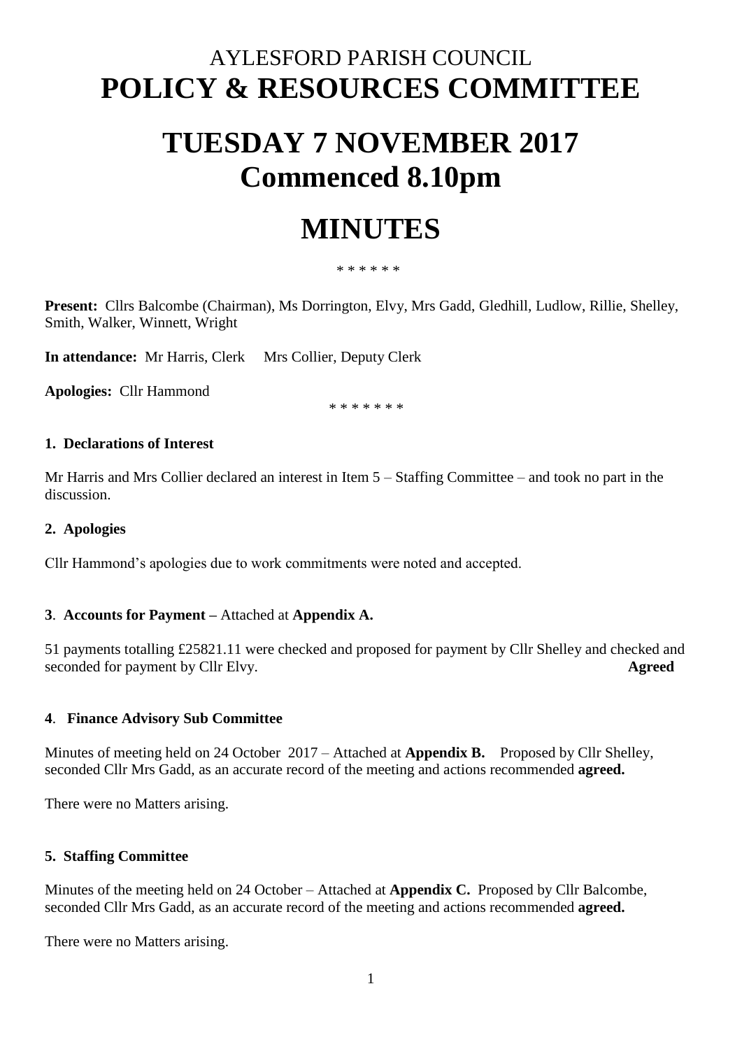# AYLESFORD PARISH COUNCIL
# POLICY & RESOURCES COMMITTEE

# TUESDAY 7 NOVEMBER 2017
# Commenced 8.10pm

# MINUTES

\* \* \* \* \* \*

**Present:** Cllrs Balcombe (Chairman), Ms Dorrington, Elvy, Mrs Gadd, Gledhill, Ludlow, Rillie, Shelley, Smith, Walker, Winnett, Wright

**In attendance:** Mr Harris, Clerk   Mrs Collier, Deputy Clerk

**Apologies:** Cllr Hammond

\* \* \* \* \* \* \*

### 1. Declarations of Interest

Mr Harris and Mrs Collier declared an interest in Item 5 – Staffing Committee – and took no part in the discussion.

### 2. Apologies

Cllr Hammond's apologies due to work commitments were noted and accepted.

### 3. Accounts for Payment – Attached at Appendix A.

51 payments totalling £25821.11 were checked and proposed for payment by Cllr Shelley and checked and seconded for payment by Cllr Elvy. **Agreed**

### 4. Finance Advisory Sub Committee

Minutes of meeting held on 24 October 2017 – Attached at **Appendix B.** Proposed by Cllr Shelley, seconded Cllr Mrs Gadd, as an accurate record of the meeting and actions recommended **agreed.**

There were no Matters arising.

### 5. Staffing Committee

Minutes of the meeting held on 24 October – Attached at **Appendix C.** Proposed by Cllr Balcombe, seconded Cllr Mrs Gadd, as an accurate record of the meeting and actions recommended **agreed.**

There were no Matters arising.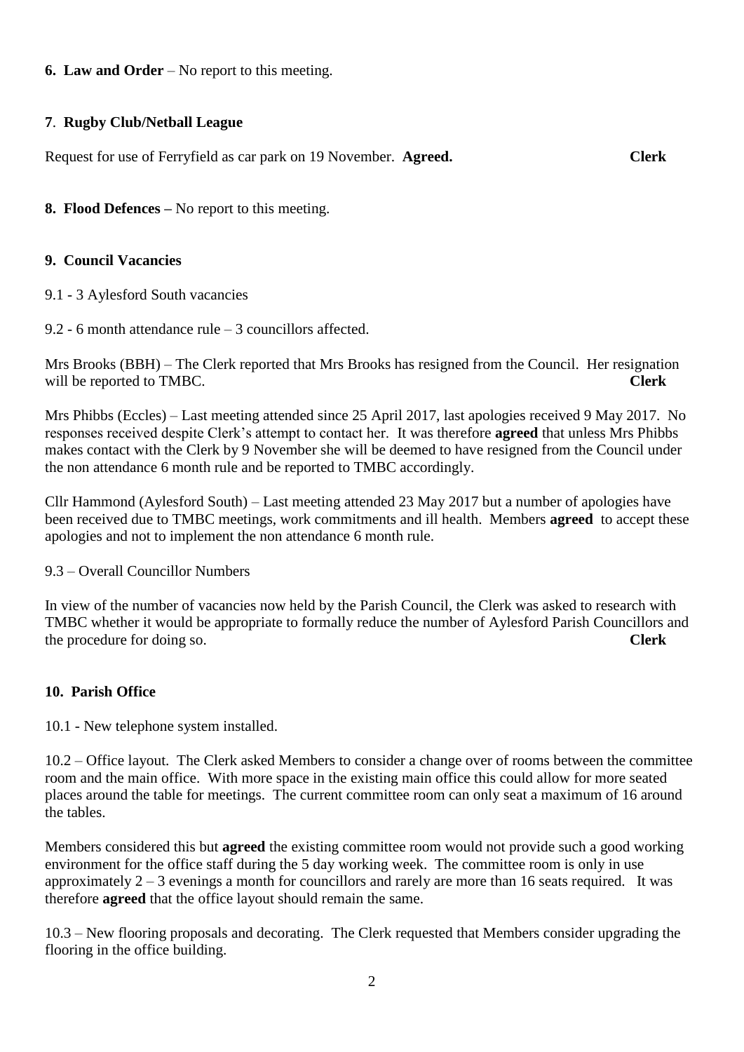**6. Law and Order** – No report to this meeting.

**7**. **Rugby Club/Netball League**

Request for use of Ferryfield as car park on 19 November. **Agreed.** **Clerk**

**8. Flood Defences –** No report to this meeting.

**9. Council Vacancies**

9.1 - 3 Aylesford South vacancies

9.2 - 6 month attendance rule – 3 councillors affected.

Mrs Brooks (BBH) – The Clerk reported that Mrs Brooks has resigned from the Council. Her resignation will be reported to TMBC. **Clerk**

Mrs Phibbs (Eccles) – Last meeting attended since 25 April 2017, last apologies received 9 May 2017. No responses received despite Clerk's attempt to contact her. It was therefore **agreed** that unless Mrs Phibbs makes contact with the Clerk by 9 November she will be deemed to have resigned from the Council under the non attendance 6 month rule and be reported to TMBC accordingly.

Cllr Hammond (Aylesford South) – Last meeting attended 23 May 2017 but a number of apologies have been received due to TMBC meetings, work commitments and ill health. Members **agreed** to accept these apologies and not to implement the non attendance 6 month rule.

9.3 – Overall Councillor Numbers

In view of the number of vacancies now held by the Parish Council, the Clerk was asked to research with TMBC whether it would be appropriate to formally reduce the number of Aylesford Parish Councillors and the procedure for doing so. **Clerk**

**10. Parish Office**

10.1 - New telephone system installed.

10.2 – Office layout. The Clerk asked Members to consider a change over of rooms between the committee room and the main office. With more space in the existing main office this could allow for more seated places around the table for meetings. The current committee room can only seat a maximum of 16 around the tables.

Members considered this but **agreed** the existing committee room would not provide such a good working environment for the office staff during the 5 day working week. The committee room is only in use approximately 2 – 3 evenings a month for councillors and rarely are more than 16 seats required. It was therefore **agreed** that the office layout should remain the same.

10.3 – New flooring proposals and decorating. The Clerk requested that Members consider upgrading the flooring in the office building.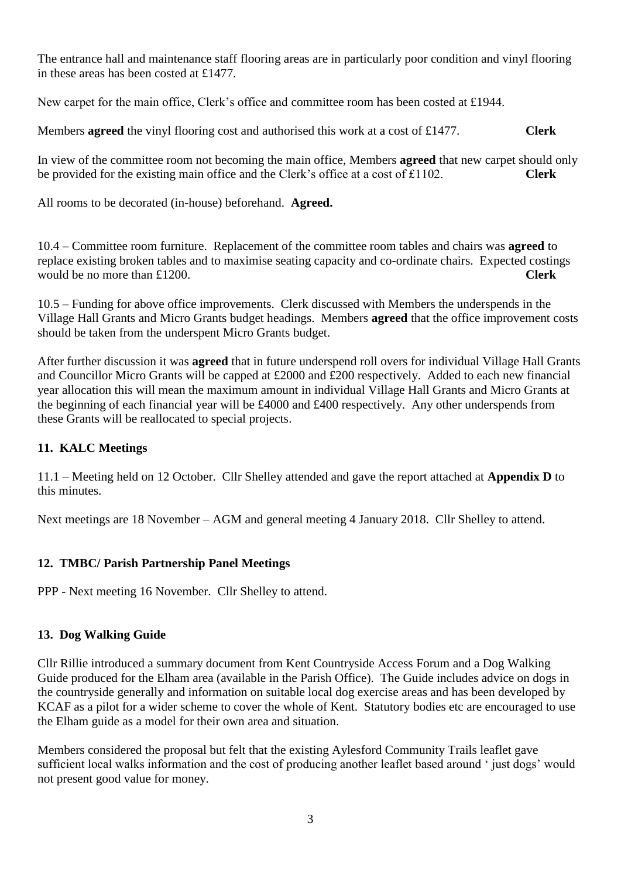The entrance hall and maintenance staff flooring areas are in particularly poor condition and vinyl flooring in these areas has been costed at £1477.

New carpet for the main office, Clerk's office and committee room has been costed at £1944.

Members **agreed** the vinyl flooring cost and authorised this work at a cost of £1477. **Clerk**

In view of the committee room not becoming the main office, Members **agreed** that new carpet should only be provided for the existing main office and the Clerk's office at a cost of £1102. **Clerk**

All rooms to be decorated (in-house) beforehand. **Agreed.**

10.4 – Committee room furniture. Replacement of the committee room tables and chairs was **agreed** to replace existing broken tables and to maximise seating capacity and co-ordinate chairs. Expected costings would be no more than £1200. **Clerk**

10.5 – Funding for above office improvements. Clerk discussed with Members the underspends in the Village Hall Grants and Micro Grants budget headings. Members **agreed** that the office improvement costs should be taken from the underspent Micro Grants budget.

After further discussion it was **agreed** that in future underspend roll overs for individual Village Hall Grants and Councillor Micro Grants will be capped at £2000 and £200 respectively. Added to each new financial year allocation this will mean the maximum amount in individual Village Hall Grants and Micro Grants at the beginning of each financial year will be £4000 and £400 respectively. Any other underspends from these Grants will be reallocated to special projects.

## 11. KALC Meetings

11.1 – Meeting held on 12 October. Cllr Shelley attended and gave the report attached at **Appendix D** to this minutes.

Next meetings are 18 November – AGM and general meeting 4 January 2018. Cllr Shelley to attend.

## 12. TMBC/ Parish Partnership Panel Meetings

PPP - Next meeting 16 November. Cllr Shelley to attend.

## 13. Dog Walking Guide

Cllr Rillie introduced a summary document from Kent Countryside Access Forum and a Dog Walking Guide produced for the Elham area (available in the Parish Office). The Guide includes advice on dogs in the countryside generally and information on suitable local dog exercise areas and has been developed by KCAF as a pilot for a wider scheme to cover the whole of Kent. Statutory bodies etc are encouraged to use the Elham guide as a model for their own area and situation.

Members considered the proposal but felt that the existing Aylesford Community Trails leaflet gave sufficient local walks information and the cost of producing another leaflet based around ' just dogs' would not present good value for money.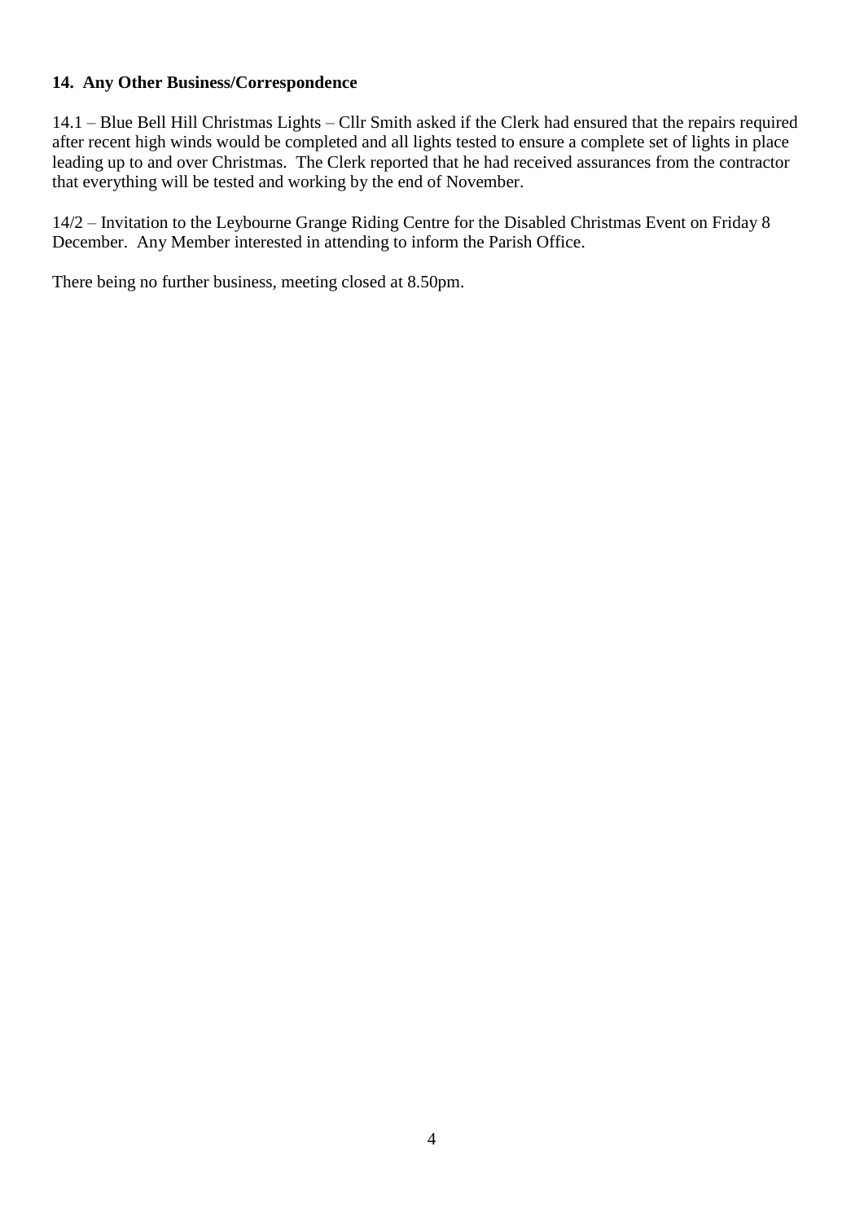**14. Any Other Business/Correspondence**

14.1 – Blue Bell Hill Christmas Lights – Cllr Smith asked if the Clerk had ensured that the repairs required after recent high winds would be completed and all lights tested to ensure a complete set of lights in place leading up to and over Christmas. The Clerk reported that he had received assurances from the contractor that everything will be tested and working by the end of November.

14/2 – Invitation to the Leybourne Grange Riding Centre for the Disabled Christmas Event on Friday 8 December. Any Member interested in attending to inform the Parish Office.

There being no further business, meeting closed at 8.50pm.